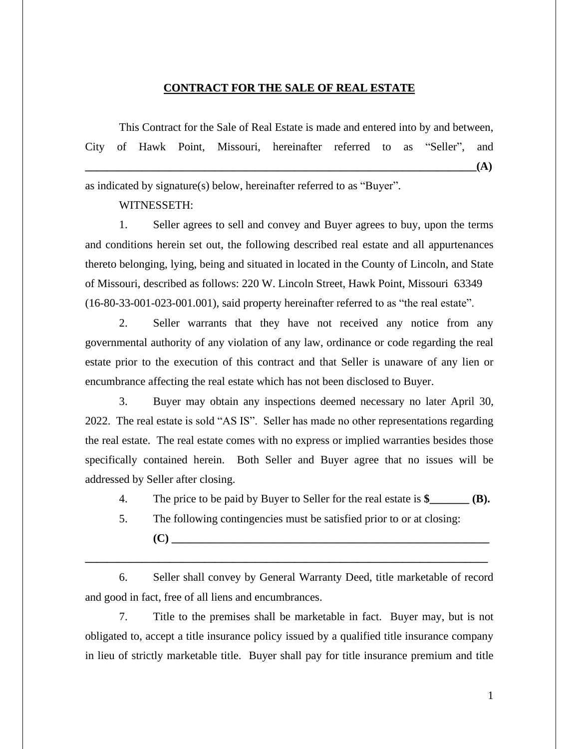# CONTRACT FOR THE SALE OF REAL ESTATE

This Contract for the Sale of Real Estate is made and entered into by and between, City of Hawk Point, Missouri, hereinafter referred to as "Seller", and **_______________________________________________________________(A)** as indicated by signature(s) below, hereinafter referred to as "Buyer".

WITNESSETH:

1. Seller agrees to sell and convey and Buyer agrees to buy, upon the terms and conditions herein set out, the following described real estate and all appurtenances thereto belonging, lying, being and situated in located in the County of Lincoln, and State of Missouri, described as follows: 220 W. Lincoln Street, Hawk Point, Missouri 63349 (16-80-33-001-023-001.001), said property hereinafter referred to as "the real estate".

2. Seller warrants that they have not received any notice from any governmental authority of any violation of any law, ordinance or code regarding the real estate prior to the execution of this contract and that Seller is unaware of any lien or encumbrance affecting the real estate which has not been disclosed to Buyer.

3. Buyer may obtain any inspections deemed necessary no later April 30, 2022. The real estate is sold "AS IS". Seller has made no other representations regarding the real estate. The real estate comes with no express or implied warranties besides those specifically contained herein. Both Seller and Buyer agree that no issues will be addressed by Seller after closing.

4. The price to be paid by Buyer to Seller for the real estate is **$_______ (B).**

5. The following contingencies must be satisfied prior to or at closing:
**(C) ________________________________________________________**
**________________________________________________________________**

6. Seller shall convey by General Warranty Deed, title marketable of record and good in fact, free of all liens and encumbrances.

7. Title to the premises shall be marketable in fact. Buyer may, but is not obligated to, accept a title insurance policy issued by a qualified title insurance company in lieu of strictly marketable title. Buyer shall pay for title insurance premium and title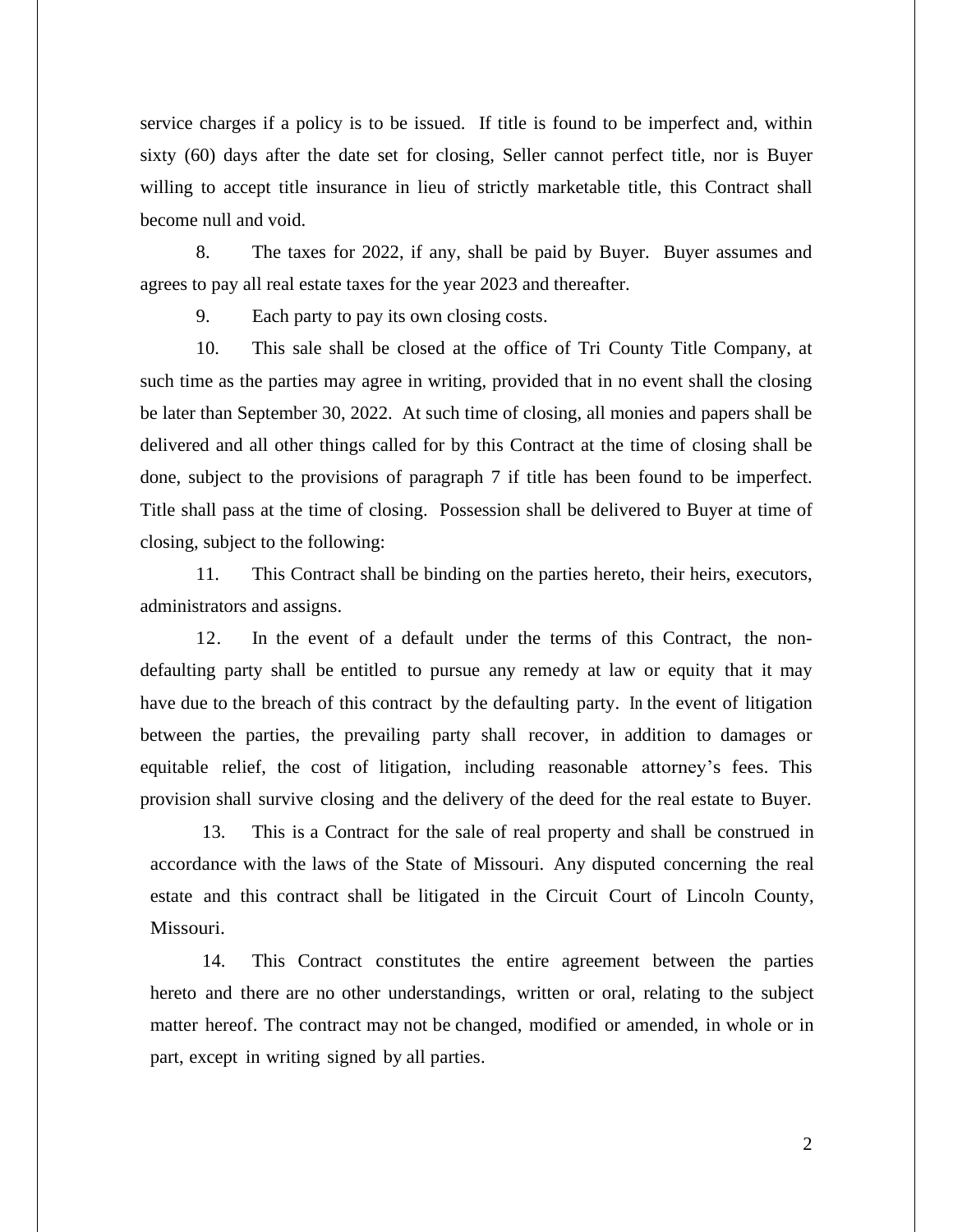service charges if a policy is to be issued. If title is found to be imperfect and, within sixty (60) days after the date set for closing, Seller cannot perfect title, nor is Buyer willing to accept title insurance in lieu of strictly marketable title, this Contract shall become null and void.

8. The taxes for 2022, if any, shall be paid by Buyer. Buyer assumes and agrees to pay all real estate taxes for the year 2023 and thereafter.

9. Each party to pay its own closing costs.

10. This sale shall be closed at the office of Tri County Title Company, at such time as the parties may agree in writing, provided that in no event shall the closing be later than September 30, 2022. At such time of closing, all monies and papers shall be delivered and all other things called for by this Contract at the time of closing shall be done, subject to the provisions of paragraph 7 if title has been found to be imperfect. Title shall pass at the time of closing. Possession shall be delivered to Buyer at time of closing, subject to the following:

11. This Contract shall be binding on the parties hereto, their heirs, executors, administrators and assigns.

12. In the event of a default under the terms of this Contract, the non-defaulting party shall be entitled to pursue any remedy at law or equity that it may have due to the breach of this contract by the defaulting party. In the event of litigation between the parties, the prevailing party shall recover, in addition to damages or equitable relief, the cost of litigation, including reasonable attorney's fees. This provision shall survive closing and the delivery of the deed for the real estate to Buyer.

13. This is a Contract for the sale of real property and shall be construed in accordance with the laws of the State of Missouri. Any disputed concerning the real estate and this contract shall be litigated in the Circuit Court of Lincoln County, Missouri.

14. This Contract constitutes the entire agreement between the parties hereto and there are no other understandings, written or oral, relating to the subject matter hereof. The contract may not be changed, modified or amended, in whole or in part, except in writing signed by all parties.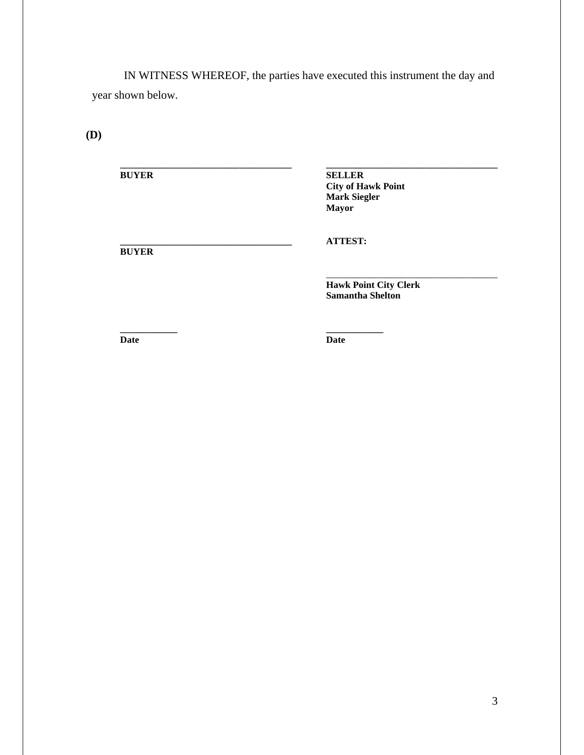IN WITNESS WHEREOF, the parties have executed this instrument the day and year shown below.

**(D)**

| | |
|---|---|
| ___________________________________ | ___________________________________ |
| **BUYER** | **SELLER**<br>**City of Hawk Point**<br>**Mark Siegler**<br>**Mayor** |
| ___________________________________ | **ATTEST:** |
| **BUYER** | |
| | ___________________________________ |
| | **Hawk Point City Clerk**<br>**Samantha Shelton** |
| ___________ | ___________ |
| **Date** | **Date** |